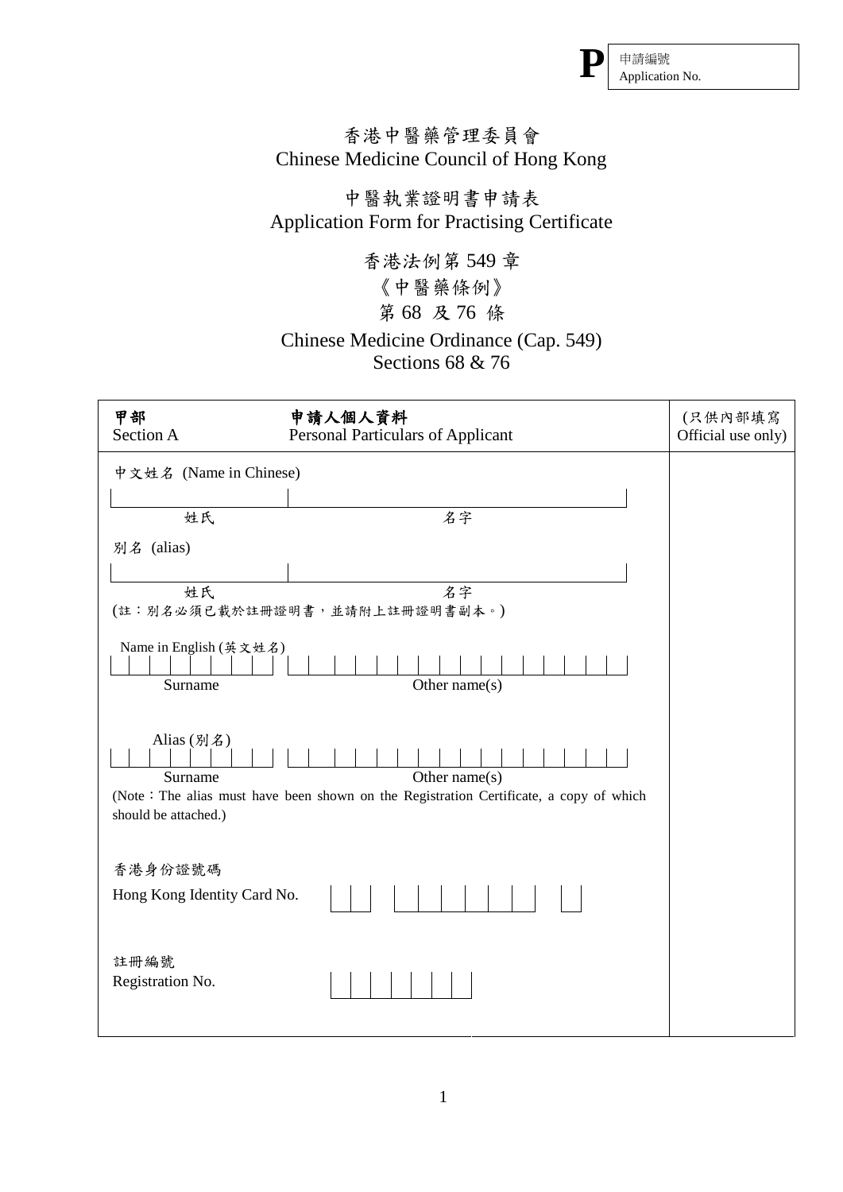**P** 申請編號 Application No.

# 香港中醫藥管理委員會
# Chinese Medicine Council of Hong Kong

## 中醫執業證明書申請表
## Application Form for Practising Certificate

### 香港法例第 549 章
### 《中醫藥條例》
### 第 68 及 76 條
### Chinese Medicine Ordinance (Cap. 549)
### Sections 68 & 76

| **甲部** Section A | **申請人個人資料** Personal Particulars of Applicant | (只供內部填寫 Official use only) |
|---|---|---|
| 中文姓名 (Name in Chinese)<br>姓氏 ______ 名字 ______<br><br>別名 (alias)<br>姓氏 ______ 名字 ______<br>(註：別名必須已載於註冊證明書，並請附上註冊證明書副本。)<br><br>Name in English (英文姓名)<br>Surname ______ Other name(s) ______<br><br>Alias (別名)<br>Surname ______ Other name(s) ______<br>(Note：The alias must have been shown on the Registration Certificate, a copy of which should be attached.)<br><br>香港身份證號碼<br>Hong Kong Identity Card No. ______<br><br>註冊編號<br>Registration No. ______ | | |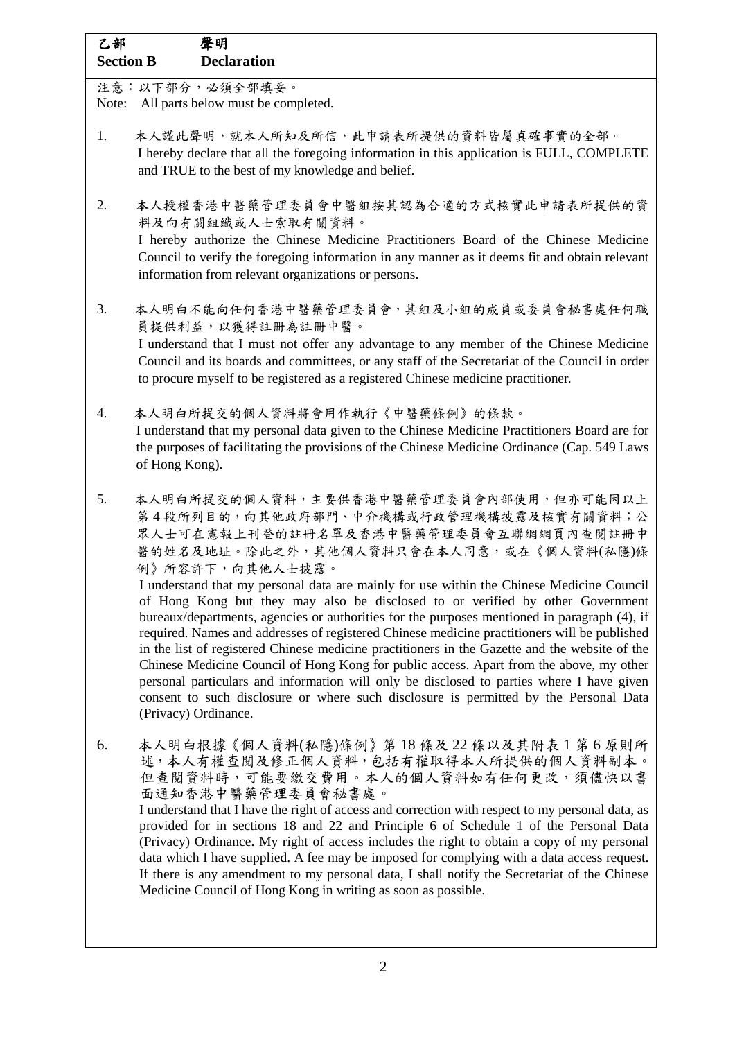## 乙部 聲明
## Section B Declaration

注意：以下部分，必須全部填妥。
Note: All parts below must be completed.

1. 本人謹此聲明，就本人所知及所信，此申請表所提供的資料皆屬真確事實的全部。
   I hereby declare that all the foregoing information in this application is FULL, COMPLETE and TRUE to the best of my knowledge and belief.

2. 本人授權香港中醫藥管理委員會中醫組按其認為合適的方式核實此申請表所提供的資料及向有關組織或人士索取有關資料。
   I hereby authorize the Chinese Medicine Practitioners Board of the Chinese Medicine Council to verify the foregoing information in any manner as it deems fit and obtain relevant information from relevant organizations or persons.

3. 本人明白不能向任何香港中醫藥管理委員會，其組及小組的成員或委員會秘書處任何職員提供利益，以獲得註冊為註冊中醫。
   I understand that I must not offer any advantage to any member of the Chinese Medicine Council and its boards and committees, or any staff of the Secretariat of the Council in order to procure myself to be registered as a registered Chinese medicine practitioner.

4. 本人明白所提交的個人資料將會用作執行《中醫藥條例》的條款。
   I understand that my personal data given to the Chinese Medicine Practitioners Board are for the purposes of facilitating the provisions of the Chinese Medicine Ordinance (Cap. 549 Laws of Hong Kong).

5. 本人明白所提交的個人資料，主要供香港中醫藥管理委員會內部使用，但亦可能因以上第4段所列目的，向其他政府部門、中介機構或行政管理機構披露及核實有關資料；公眾人士可在憲報上刊登的註冊名單及香港中醫藥管理委員會互聯網網頁內查閱註冊中醫的姓名及地址。除此之外，其他個人資料只會在本人同意，或在《個人資料(私隱)條例》所容許下，向其他人士披露。
   I understand that my personal data are mainly for use within the Chinese Medicine Council of Hong Kong but they may also be disclosed to or verified by other Government bureaux/departments, agencies or authorities for the purposes mentioned in paragraph (4), if required. Names and addresses of registered Chinese medicine practitioners will be published in the list of registered Chinese medicine practitioners in the Gazette and the website of the Chinese Medicine Council of Hong Kong for public access. Apart from the above, my other personal particulars and information will only be disclosed to parties where I have given consent to such disclosure or where such disclosure is permitted by the Personal Data (Privacy) Ordinance.

6. 本人明白根據《個人資料(私隱)條例》第18條及22條以及其附表1第6原則所述，本人有權查閱及修正個人資料，包括有權取得本人所提供的個人資料副本。但查閱資料時，可能要繳交費用。本人的個人資料如有任何更改，須儘快以書面通知香港中醫藥管理委員會秘書處。
   I understand that I have the right of access and correction with respect to my personal data, as provided for in sections 18 and 22 and Principle 6 of Schedule 1 of the Personal Data (Privacy) Ordinance. My right of access includes the right to obtain a copy of my personal data which I have supplied. A fee may be imposed for complying with a data access request. If there is any amendment to my personal data, I shall notify the Secretariat of the Chinese Medicine Council of Hong Kong in writing as soon as possible.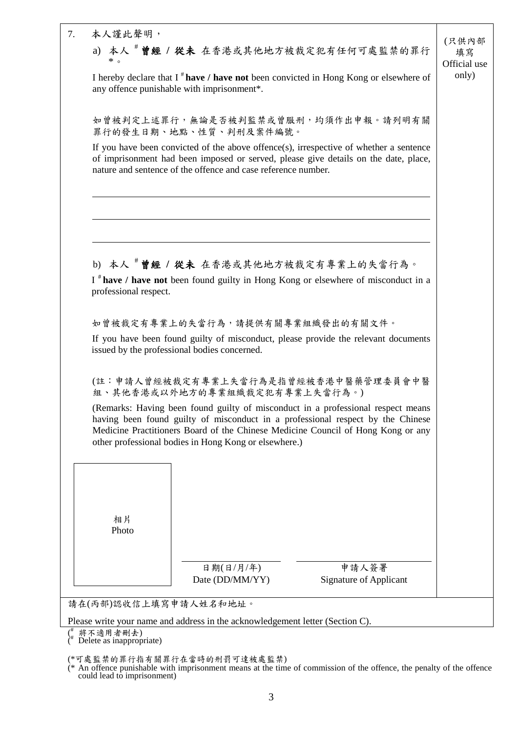7. 本人謹此聲明，

(只供內部填寫 Official use only)

a) 本人 [#] **曾經 / 從未** 在香港或其他地方被裁定犯有任何可處監禁的罪行*。

I hereby declare that I [#] **have / have not** been convicted in Hong Kong or elsewhere of any offence punishable with imprisonment*.

如曾被判定上述罪行，無論是否被判監禁或曾服刑，均須作出申報。請列明有關罪行的發生日期、地點、性質、判刑及案件編號。

If you have been convicted of the above offence(s), irrespective of whether a sentence of imprisonment had been imposed or served, please give details on the date, place, nature and sentence of the offence and case reference number.

\_\_\_\_\_\_\_\_\_\_\_\_\_\_\_\_\_\_\_\_\_\_\_\_\_\_\_\_\_\_\_\_\_\_\_\_\_\_\_\_

\_\_\_\_\_\_\_\_\_\_\_\_\_\_\_\_\_\_\_\_\_\_\_\_\_\_\_\_\_\_\_\_\_\_\_\_\_\_\_\_

\_\_\_\_\_\_\_\_\_\_\_\_\_\_\_\_\_\_\_\_\_\_\_\_\_\_\_\_\_\_\_\_\_\_\_\_\_\_\_\_

b) 本人 [#] **曾經 / 從未** 在香港或其他地方被裁定有專業上的失當行為。

I [#] **have / have not** been found guilty in Hong Kong or elsewhere of misconduct in a professional respect.

如曾被裁定有專業上的失當行為，請提供有關專業組織發出的有關文件。

If you have been found guilty of misconduct, please provide the relevant documents issued by the professional bodies concerned.

(註：申請人曾經被裁定有專業上失當行為是指曾經被香港中醫藥管理委員會中醫組、其他香港或以外地方的專業組織裁定犯有專業上失當行為。)

(Remarks: Having been found guilty of misconduct in a professional respect means having been found guilty of misconduct in a professional respect by the Chinese Medicine Practitioners Board of the Chinese Medicine Council of Hong Kong or any other professional bodies in Hong Kong or elsewhere.)

相片
Photo

\_\_\_\_\_\_\_\_\_\_\_\_\_\_\_\_ 日期(日/月/年) Date (DD/MM/YY)

\_\_\_\_\_\_\_\_\_\_\_\_\_\_\_\_ 申請人簽署 Signature of Applicant

請在(丙部)認收信上填寫申請人姓名和地址。

Please write your name and address in the acknowledgement letter (Section C).

([#] 將不適用者刪去)
([#] Delete as inappropriate)

(*可處監禁的罪行指有關罪行在當時的刑罰可達被處監禁)
(* An offence punishable with imprisonment means at the time of commission of the offence, the penalty of the offence could lead to imprisonment)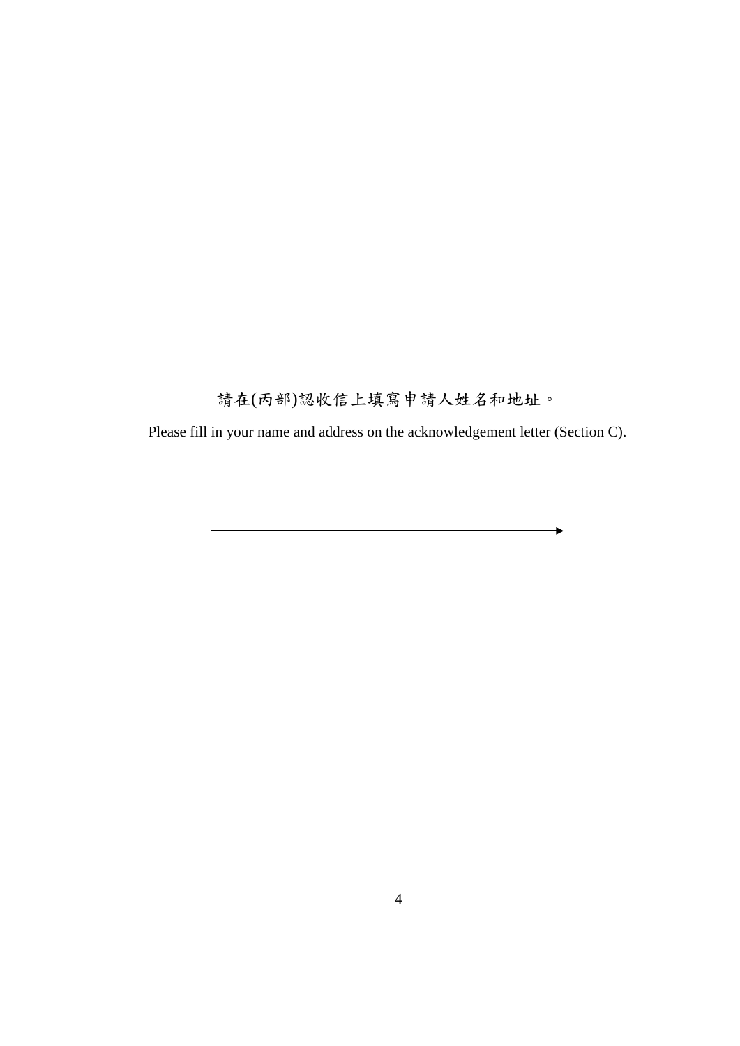請在(丙部)認收信上填寫申請人姓名和地址。

Please fill in your name and address on the acknowledgement letter (Section C).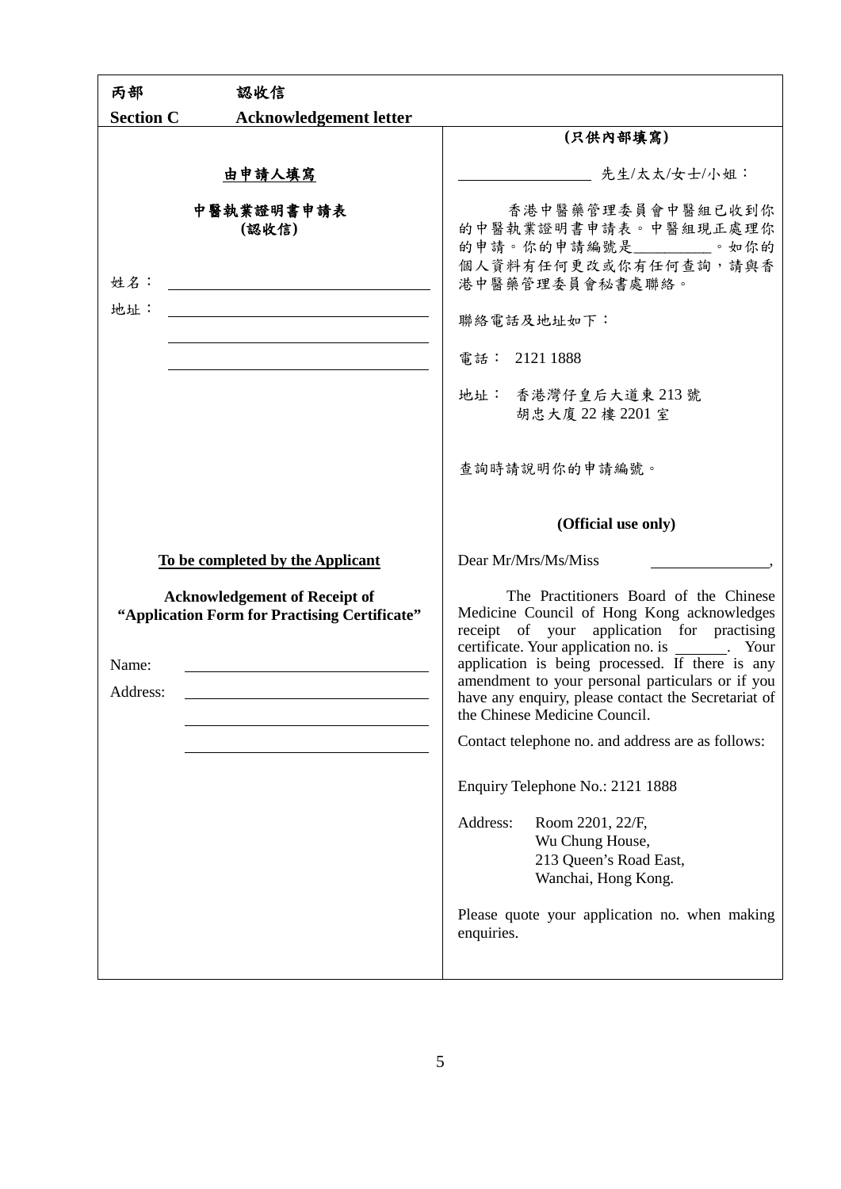## 丙部 認收信

## Section C Acknowledgement letter

**由申請人填寫**

**中醫執業證明書申請表**
**(認收信)**

姓名：\_\_\_\_\_\_\_\_\_\_\_\_\_\_\_\_\_\_\_\_

地址：\_\_\_\_\_\_\_\_\_\_\_\_\_\_\_\_\_\_\_\_

\_\_\_\_\_\_\_\_\_\_\_\_\_\_\_\_\_\_\_\_

\_\_\_\_\_\_\_\_\_\_\_\_\_\_\_\_\_\_\_\_

**To be completed by the Applicant**

**Acknowledgement of Receipt of**
**“Application Form for Practising Certificate”**

Name: \_\_\_\_\_\_\_\_\_\_\_\_\_\_\_\_\_\_\_\_

Address: \_\_\_\_\_\_\_\_\_\_\_\_\_\_\_\_\_\_\_\_

\_\_\_\_\_\_\_\_\_\_\_\_\_\_\_\_\_\_\_\_

\_\_\_\_\_\_\_\_\_\_\_\_\_\_\_\_\_\_\_\_

**(只供內部填寫)**

\_\_\_\_\_\_\_\_\_\_\_\_\_\_\_\_ 先生/太太/女士/小姐：

香港中醫藥管理委員會中醫組已收到你的中醫執業證明書申請表。中醫組現正處理你的申請。你的申請編號是\_\_\_\_\_\_\_\_\_\_。如你的個人資料有任何更改或你有任何查詢，請與香港中醫藥管理委員會秘書處聯絡。

聯絡電話及地址如下：

電話： 2121 1888

地址： 香港灣仔皇后大道東 213 號
胡忠大廈 22 樓 2201 室

查詢時請說明你的申請編號。

**(Official use only)**

Dear Mr/Mrs/Ms/Miss \_\_\_\_\_\_\_\_\_\_\_\_\_\_\_\_,

The Practitioners Board of the Chinese Medicine Council of Hong Kong acknowledges receipt of your application for practising certificate. Your application no. is \_\_\_\_\_\_\_. Your application is being processed. If there is any amendment to your personal particulars or if you have any enquiry, please contact the Secretariat of the Chinese Medicine Council.

Contact telephone no. and address are as follows:

Enquiry Telephone No.: 2121 1888

Address: Room 2201, 22/F,
Wu Chung House,
213 Queen’s Road East,
Wanchai, Hong Kong.

Please quote your application no. when making enquiries.